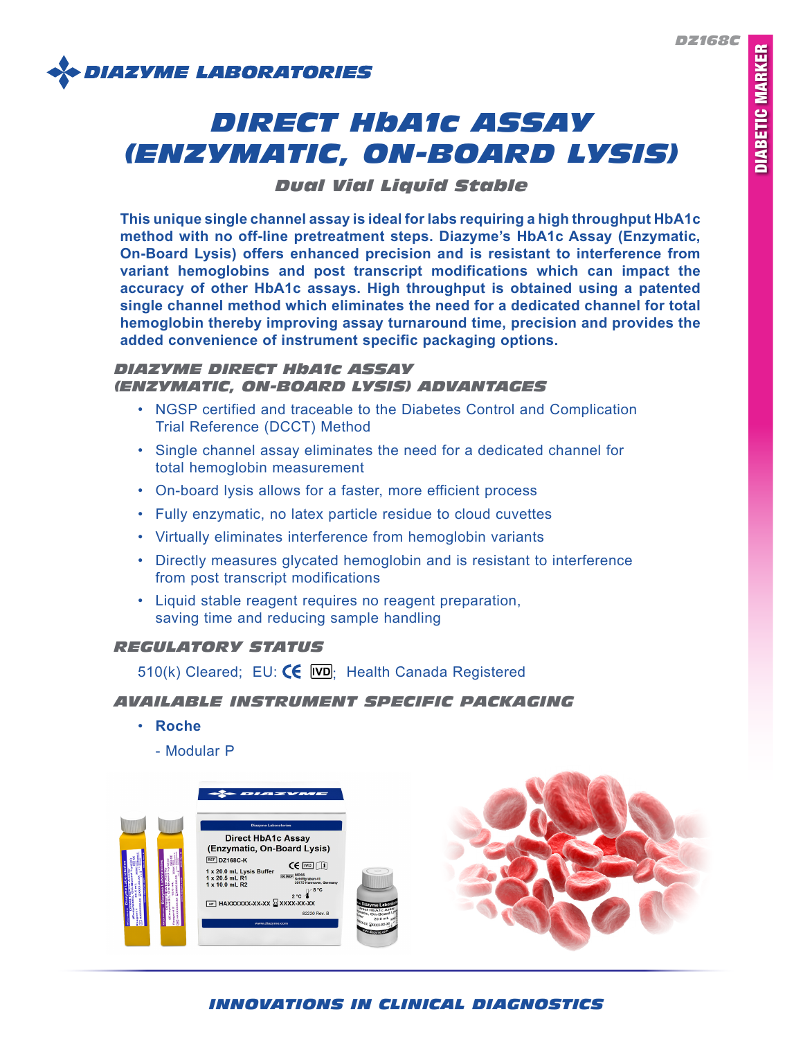DZ168C

DIABETIC MARKER

DIAZYME LABORATORIES

# DIRECT HbA1c ASSAY (ENZYMATIC, ON-BOARD LYSIS)

### Dual Vial Liquid Stable

**This unique single channel assay is ideal for labs requiring a high throughput HbA1c method with no off-line pretreatment steps. Diazyme's HbA1c Assay (Enzymatic, On-Board Lysis) offers enhanced precision and is resistant to interference from variant hemoglobins and post transcript modifications which can impact the accuracy of other HbA1c assays. High throughput is obtained using a patented single channel method which eliminates the need for a dedicated channel for total hemoglobin thereby improving assay turnaround time, precision and provides the added convenience of instrument specific packaging options.**

## DIAZYME DIRECT HbA1c ASSAY (ENZYMATIC, ON-BOARD LYSIS) ADVANTAGES

- NGSP certified and traceable to the Diabetes Control and Complication Trial Reference (DCCT) Method
- Single channel assay eliminates the need for a dedicated channel for total hemoglobin measurement
- On-board lysis allows for a faster, more efficient process
- Fully enzymatic, no latex particle residue to cloud cuvettes
- Virtually eliminates interference from hemoglobin variants
- Directly measures glycated hemoglobin and is resistant to interference from post transcript modifications
- Liquid stable reagent requires no reagent preparation, saving time and reducing sample handling

## REGULATORY STATUS

510(k) Cleared; EU: CE IVD; Health Canada Registered

## AVAILABLE INSTRUMENT SPECIFIC PACKAGING

- **Roche**
  - Modular P

INNOVATIONS IN CLINICAL DIAGNOSTICS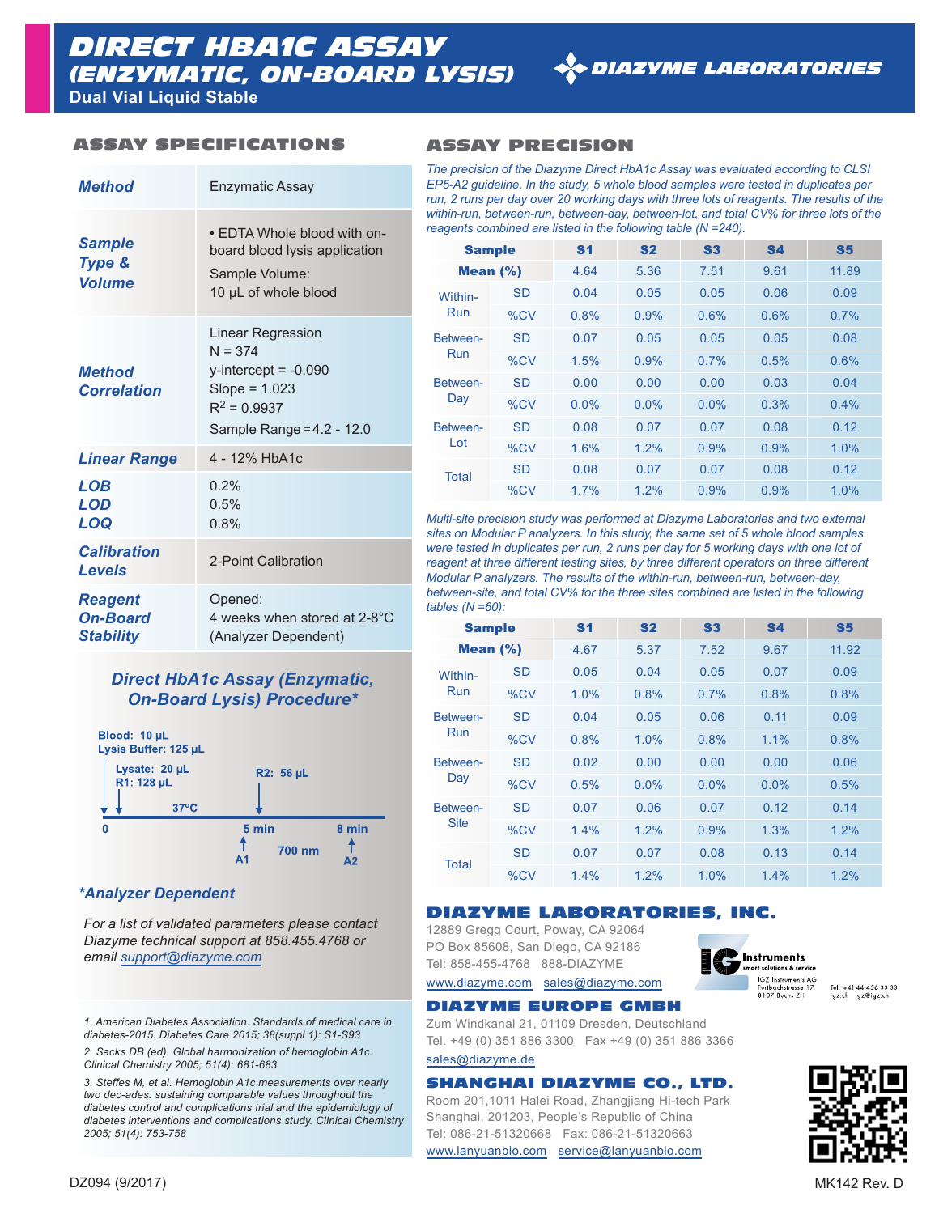# DIRECT HBA1C ASSAY (ENZYMATIC, ON-BOARD LYSIS)

**Dual Vial Liquid Stable**

DIAZYME LABORATORIES

## ASSAY SPECIFICATIONS

| | |
|---|---|
| ***Method*** | Enzymatic Assay |
| ***Sample Type & Volume*** | • EDTA Whole blood with on-board blood lysis application<br>Sample Volume:<br>10 µL of whole blood |
| ***Method Correlation*** | Linear Regression<br>N = 374<br>y-intercept = -0.090<br>Slope = 1.023<br>$R^2$ = 0.9937<br>Sample Range = 4.2 - 12.0 |
| ***Linear Range*** | 4 - 12% HbA1c |
| ***LOB***<br>***LOD***<br>***LOQ*** | 0.2%<br>0.5%<br>0.8% |
| ***Calibration Levels*** | 2-Point Calibration |
| ***Reagent On-Board Stability*** | Opened:<br>4 weeks when stored at 2-8°C<br>(Analyzer Dependent) |

### *Direct HbA1c Assay (Enzymatic, On-Board Lysis) Procedure**

Blood: 10 µL
Lysis Buffer: 125 µL
Lysate: 20 µL
R1: 128 µL
R2: 56 µL
37°C
0
5 min
8 min
A1
700 nm
A2

****Analyzer Dependent***

*For a list of validated parameters please contact Diazyme technical support at 858.455.4768 or email support@diazyme.com*

*1. American Diabetes Association. Standards of medical care in diabetes-2015. Diabetes Care 2015; 38(suppl 1): S1-S93*

*2. Sacks DB (ed). Global harmonization of hemoglobin A1c. Clinical Chemistry 2005; 51(4): 681-683*

*3. Steffes M, et al. Hemoglobin A1c measurements over nearly two dec-ades: sustaining comparable values throughout the diabetes control and complications trial and the epidemiology of diabetes interventions and complications study. Clinical Chemistry 2005; 51(4): 753-758*

## ASSAY PRECISION

*The precision of the Diazyme Direct HbA1c Assay was evaluated according to CLSI EP5-A2 guideline. In the study, 5 whole blood samples were tested in duplicates per run, 2 runs per day over 20 working days with three lots of reagents. The results of the within-run, between-run, between-day, between-lot, and total CV% for three lots of the reagents combined are listed in the following table (N =240).*

| Sample | | S1 | S2 | S3 | S4 | S5 |
|---|---|---|---|---|---|---|
| Mean (%) | | 4.64 | 5.36 | 7.51 | 9.61 | 11.89 |
| Within-Run | SD | 0.04 | 0.05 | 0.05 | 0.06 | 0.09 |
| | %CV | 0.8% | 0.9% | 0.6% | 0.6% | 0.7% |
| Between-Run | SD | 0.07 | 0.05 | 0.05 | 0.05 | 0.08 |
| | %CV | 1.5% | 0.9% | 0.7% | 0.5% | 0.6% |
| Between-Day | SD | 0.00 | 0.00 | 0.00 | 0.03 | 0.04 |
| | %CV | 0.0% | 0.0% | 0.0% | 0.3% | 0.4% |
| Between-Lot | SD | 0.08 | 0.07 | 0.07 | 0.08 | 0.12 |
| | %CV | 1.6% | 1.2% | 0.9% | 0.9% | 1.0% |
| Total | SD | 0.08 | 0.07 | 0.07 | 0.08 | 0.12 |
| | %CV | 1.7% | 1.2% | 0.9% | 0.9% | 1.0% |

*Multi-site precision study was performed at Diazyme Laboratories and two external sites on Modular P analyzers. In this study, the same set of 5 whole blood samples were tested in duplicates per run, 2 runs per day for 5 working days with one lot of reagent at three different testing sites, by three different operators on three different Modular P analyzers. The results of the within-run, between-run, between-day, between-site, and total CV% for the three sites combined are listed in the following tables (N =60):*

| Sample | | S1 | S2 | S3 | S4 | S5 |
|---|---|---|---|---|---|---|
| Mean (%) | | 4.67 | 5.37 | 7.52 | 9.67 | 11.92 |
| Within-Run | SD | 0.05 | 0.04 | 0.05 | 0.07 | 0.09 |
| | %CV | 1.0% | 0.8% | 0.7% | 0.8% | 0.8% |
| Between-Run | SD | 0.04 | 0.05 | 0.06 | 0.11 | 0.09 |
| | %CV | 0.8% | 1.0% | 0.8% | 1.1% | 0.8% |
| Between-Day | SD | 0.02 | 0.00 | 0.00 | 0.00 | 0.06 |
| | %CV | 0.5% | 0.0% | 0.0% | 0.0% | 0.5% |
| Between-Site | SD | 0.07 | 0.06 | 0.07 | 0.12 | 0.14 |
| | %CV | 1.4% | 1.2% | 0.9% | 1.3% | 1.2% |
| Total | SD | 0.07 | 0.07 | 0.08 | 0.13 | 0.14 |
| | %CV | 1.4% | 1.2% | 1.0% | 1.4% | 1.2% |

## DIAZYME LABORATORIES, INC.

12889 Gregg Court, Poway, CA 92064
PO Box 85608, San Diego, CA 92186
Tel: 858-455-4768 888-DIAZYME
www.diazyme.com sales@diazyme.com

IGZ Instruments smart solutions & service
IGZ Instruments AG
Furtbachstrasse 17
8107 Buchs ZH
Tel. +41 44 456 33 33
igz.ch igz@igz.ch

## DIAZYME EUROPE GMBH

Zum Windkanal 21, 01109 Dresden, Deutschland
Tel. +49 (0) 351 886 3300 Fax +49 (0) 351 886 3366
sales@diazyme.de

## SHANGHAI DIAZYME CO., LTD.

Room 201,1011 Halei Road, Zhangjiang Hi-tech Park
Shanghai, 201203, People's Republic of China
Tel: 086-21-51320668 Fax: 086-21-51320663
www.lanyuanbio.com service@lanyuanbio.com

DZ094 (9/2017)

MK142 Rev. D